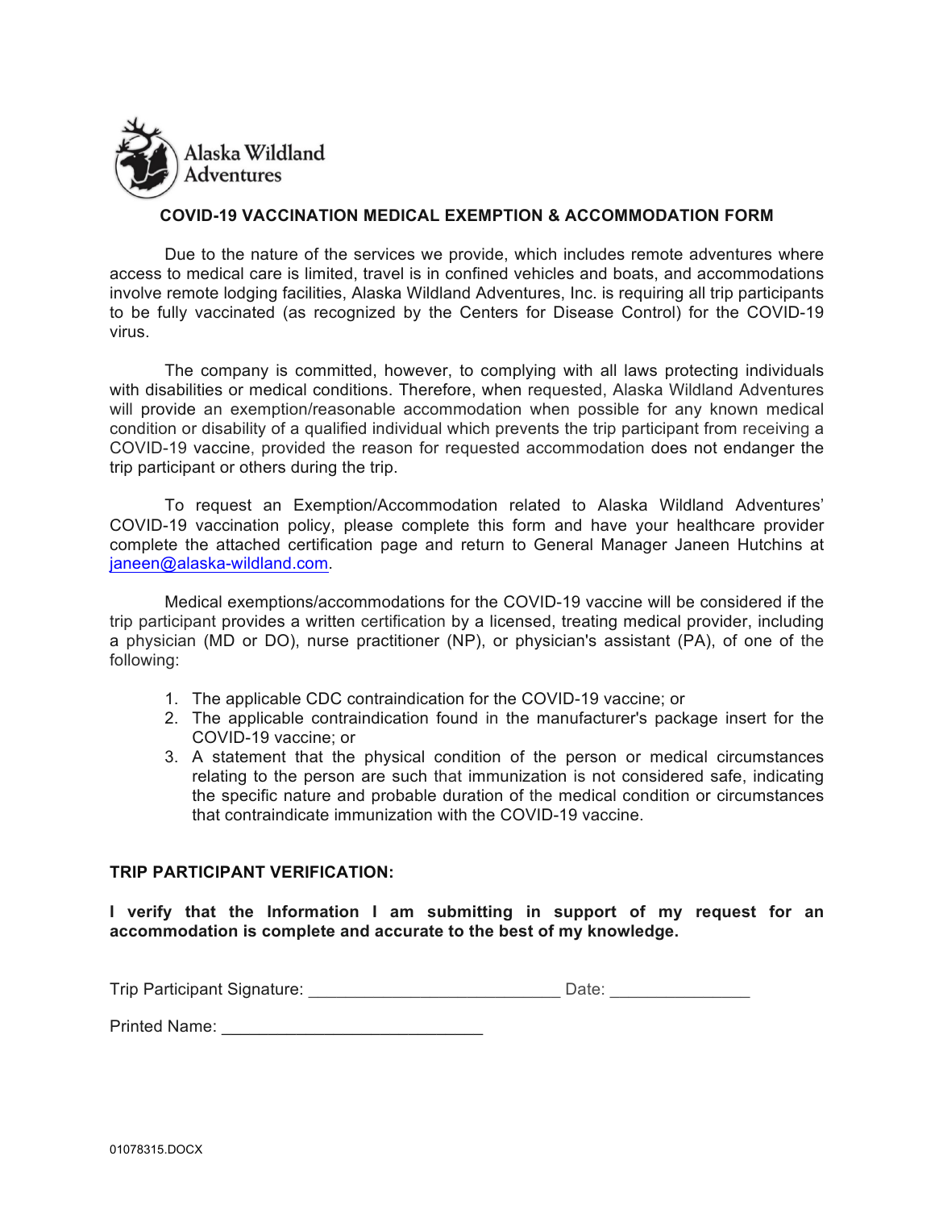Alaska Wildland Adventures

## COVID-19 VACCINATION MEDICAL EXEMPTION & ACCOMMODATION FORM

Due to the nature of the services we provide, which includes remote adventures where access to medical care is limited, travel is in confined vehicles and boats, and accommodations involve remote lodging facilities, Alaska Wildland Adventures, Inc. is requiring all trip participants to be fully vaccinated (as recognized by the Centers for Disease Control) for the COVID-19 virus.

The company is committed, however, to complying with all laws protecting individuals with disabilities or medical conditions. Therefore, when requested, Alaska Wildland Adventures will provide an exemption/reasonable accommodation when possible for any known medical condition or disability of a qualified individual which prevents the trip participant from receiving a COVID-19 vaccine, provided the reason for requested accommodation does not endanger the trip participant or others during the trip.

To request an Exemption/Accommodation related to Alaska Wildland Adventures' COVID-19 vaccination policy, please complete this form and have your healthcare provider complete the attached certification page and return to General Manager Janeen Hutchins at janeen@alaska-wildland.com.

Medical exemptions/accommodations for the COVID-19 vaccine will be considered if the trip participant provides a written certification by a licensed, treating medical provider, including a physician (MD or DO), nurse practitioner (NP), or physician's assistant (PA), of one of the following:

1. The applicable CDC contraindication for the COVID-19 vaccine; or
2. The applicable contraindication found in the manufacturer's package insert for the COVID-19 vaccine; or
3. A statement that the physical condition of the person or medical circumstances relating to the person are such that immunization is not considered safe, indicating the specific nature and probable duration of the medical condition or circumstances that contraindicate immunization with the COVID-19 vaccine.

**TRIP PARTICIPANT VERIFICATION:**

**I verify that the Information I am submitting in support of my request for an accommodation is complete and accurate to the best of my knowledge.**

Trip Participant Signature: ___________________________ Date: _______________

Printed Name: ____________________________

01078315.DOCX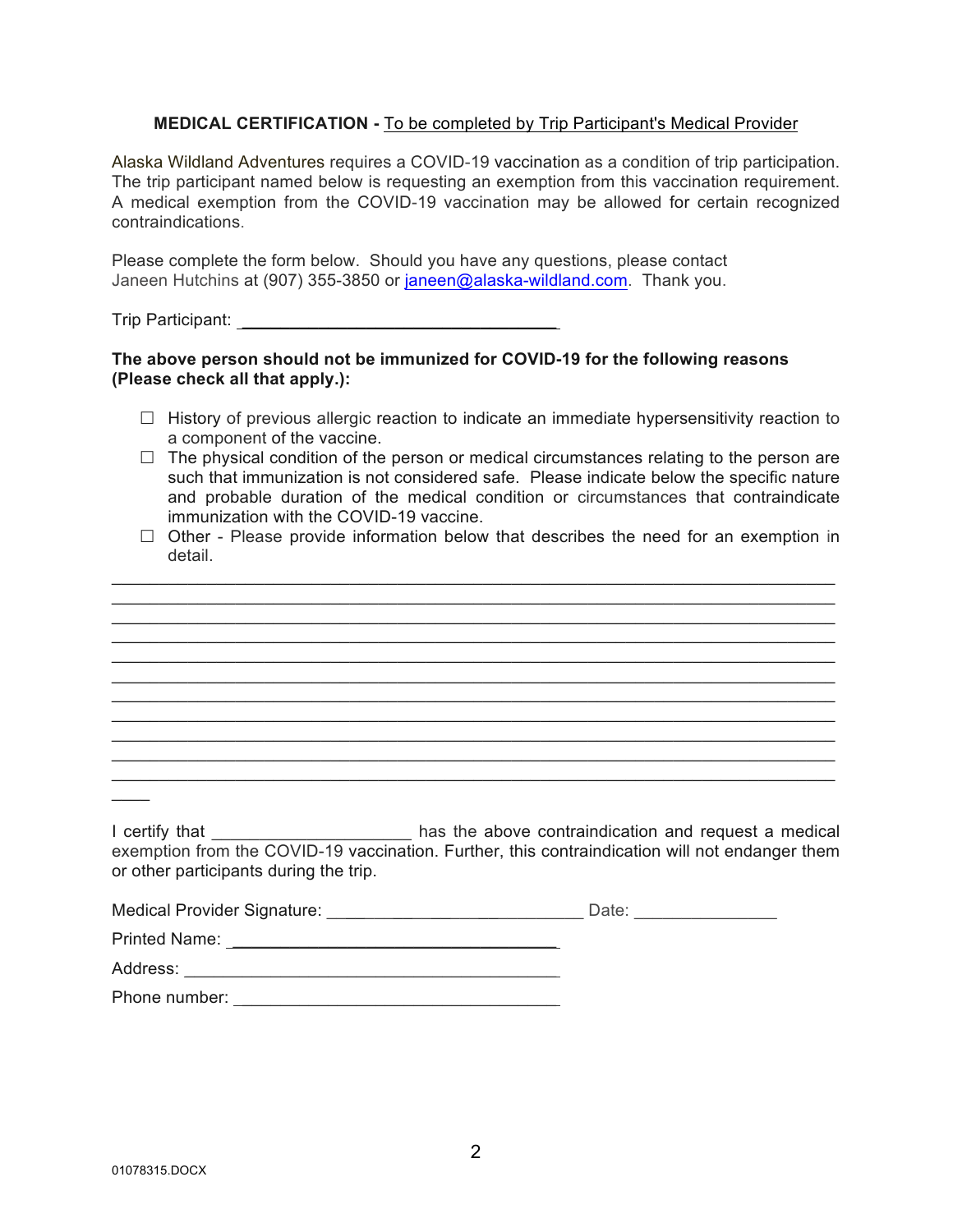**MEDICAL CERTIFICATION -** To be completed by Trip Participant's Medical Provider

Alaska Wildland Adventures requires a COVID-19 vaccination as a condition of trip participation. The trip participant named below is requesting an exemption from this vaccination requirement. A medical exemption from the COVID-19 vaccination may be allowed for certain recognized contraindications.

Please complete the form below. Should you have any questions, please contact Janeen Hutchins at (907) 355-3850 or [janeen@alaska-wildland.com](mailto:janeen@alaska-wildland.com). Thank you.

Trip Participant: ________________________________

**The above person should not be immunized for COVID-19 for the following reasons (Please check all that apply.):**

- ☐ History of previous allergic reaction to indicate an immediate hypersensitivity reaction to a component of the vaccine.
- ☐ The physical condition of the person or medical circumstances relating to the person are such that immunization is not considered safe. Please indicate below the specific nature and probable duration of the medical condition or circumstances that contraindicate immunization with the COVID-19 vaccine.
- ☐ Other - Please provide information below that describes the need for an exemption in detail.

______________________________________________________________________________
______________________________________________________________________________
______________________________________________________________________________
______________________________________________________________________________
______________________________________________________________________________
______________________________________________________________________________
______________________________________________________________________________
______________________________________________________________________________
______________________________________________________________________________
______________________________________________________________________________
______________________________________________________________________________
____

I certify that ____________________ has the above contraindication and request a medical exemption from the COVID-19 vaccination. Further, this contraindication will not endanger them or other participants during the trip.

Medical Provider Signature: __________________________ Date: ______________

Printed Name: ________________________________

Address: ________________________________________

Phone number: ___________________________________

01078315.DOCX